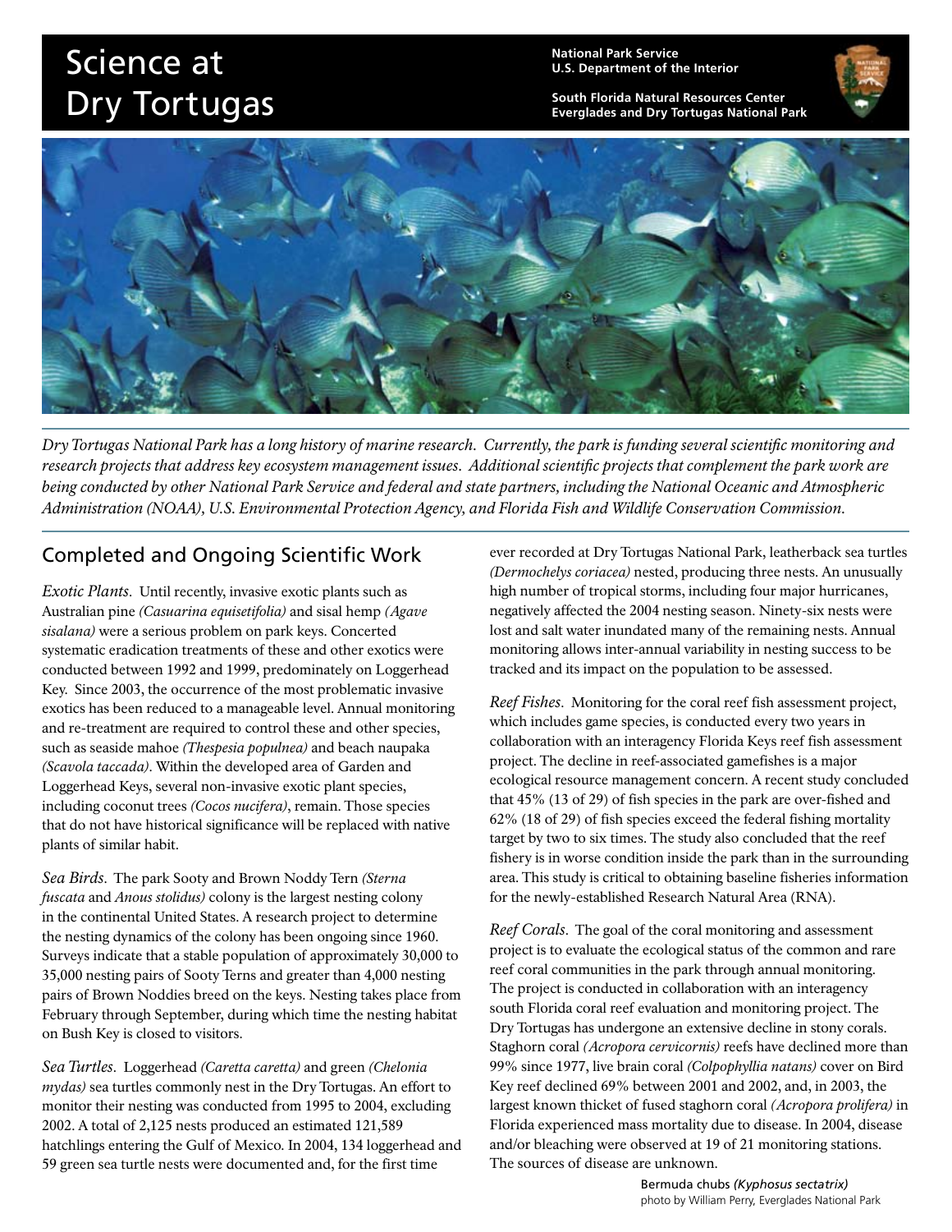# Science at Dry Tortugas

**National Park Service**
**U.S. Department of the Interior**

**South Florida Natural Resources Center**
**Everglades and Dry Tortugas National Park**

*Dry Tortugas National Park has a long history of marine research. Currently, the park is funding several scientific monitoring and research projects that address key ecosystem management issues. Additional scientific projects that complement the park work are being conducted by other National Park Service and federal and state partners, including the National Oceanic and Atmospheric Administration (NOAA), U.S. Environmental Protection Agency, and Florida Fish and Wildlife Conservation Commission.*

## Completed and Ongoing Scientific Work

*Exotic Plants*. Until recently, invasive exotic plants such as Australian pine *(Casuarina equisetifolia)* and sisal hemp *(Agave sisalana)* were a serious problem on park keys. Concerted systematic eradication treatments of these and other exotics were conducted between 1992 and 1999, predominately on Loggerhead Key. Since 2003, the occurrence of the most problematic invasive exotics has been reduced to a manageable level. Annual monitoring and re-treatment are required to control these and other species, such as seaside mahoe *(Thespesia populnea)* and beach naupaka *(Scavola taccada)*. Within the developed area of Garden and Loggerhead Keys, several non-invasive exotic plant species, including coconut trees *(Cocos nucifera)*, remain. Those species that do not have historical significance will be replaced with native plants of similar habit.

*Sea Birds*. The park Sooty and Brown Noddy Tern *(Sterna fuscata* and *Anous stolidus)* colony is the largest nesting colony in the continental United States. A research project to determine the nesting dynamics of the colony has been ongoing since 1960. Surveys indicate that a stable population of approximately 30,000 to 35,000 nesting pairs of Sooty Terns and greater than 4,000 nesting pairs of Brown Noddies breed on the keys. Nesting takes place from February through September, during which time the nesting habitat on Bush Key is closed to visitors.

*Sea Turtles*. Loggerhead *(Caretta caretta)* and green *(Chelonia mydas)* sea turtles commonly nest in the Dry Tortugas. An effort to monitor their nesting was conducted from 1995 to 2004, excluding 2002. A total of 2,125 nests produced an estimated 121,589 hatchlings entering the Gulf of Mexico. In 2004, 134 loggerhead and 59 green sea turtle nests were documented and, for the first time ever recorded at Dry Tortugas National Park, leatherback sea turtles *(Dermochelys coriacea)* nested, producing three nests. An unusually high number of tropical storms, including four major hurricanes, negatively affected the 2004 nesting season. Ninety-six nests were lost and salt water inundated many of the remaining nests. Annual monitoring allows inter-annual variability in nesting success to be tracked and its impact on the population to be assessed.

*Reef Fishes*. Monitoring for the coral reef fish assessment project, which includes game species, is conducted every two years in collaboration with an interagency Florida Keys reef fish assessment project. The decline in reef-associated gamefishes is a major ecological resource management concern. A recent study concluded that 45% (13 of 29) of fish species in the park are over-fished and 62% (18 of 29) of fish species exceed the federal fishing mortality target by two to six times. The study also concluded that the reef fishery is in worse condition inside the park than in the surrounding area. This study is critical to obtaining baseline fisheries information for the newly-established Research Natural Area (RNA).

*Reef Corals*. The goal of the coral monitoring and assessment project is to evaluate the ecological status of the common and rare reef coral communities in the park through annual monitoring. The project is conducted in collaboration with an interagency south Florida coral reef evaluation and monitoring project. The Dry Tortugas has undergone an extensive decline in stony corals. Staghorn coral *(Acropora cervicornis)* reefs have declined more than 99% since 1977, live brain coral *(Colpophyllia natans)* cover on Bird Key reef declined 69% between 2001 and 2002, and, in 2003, the largest known thicket of fused staghorn coral *(Acropora prolifera)* in Florida experienced mass mortality due to disease. In 2004, disease and/or bleaching were observed at 19 of 21 monitoring stations. The sources of disease are unknown.

Bermuda chubs *(Kyphosus sectatrix)*
photo by William Perry, Everglades National Park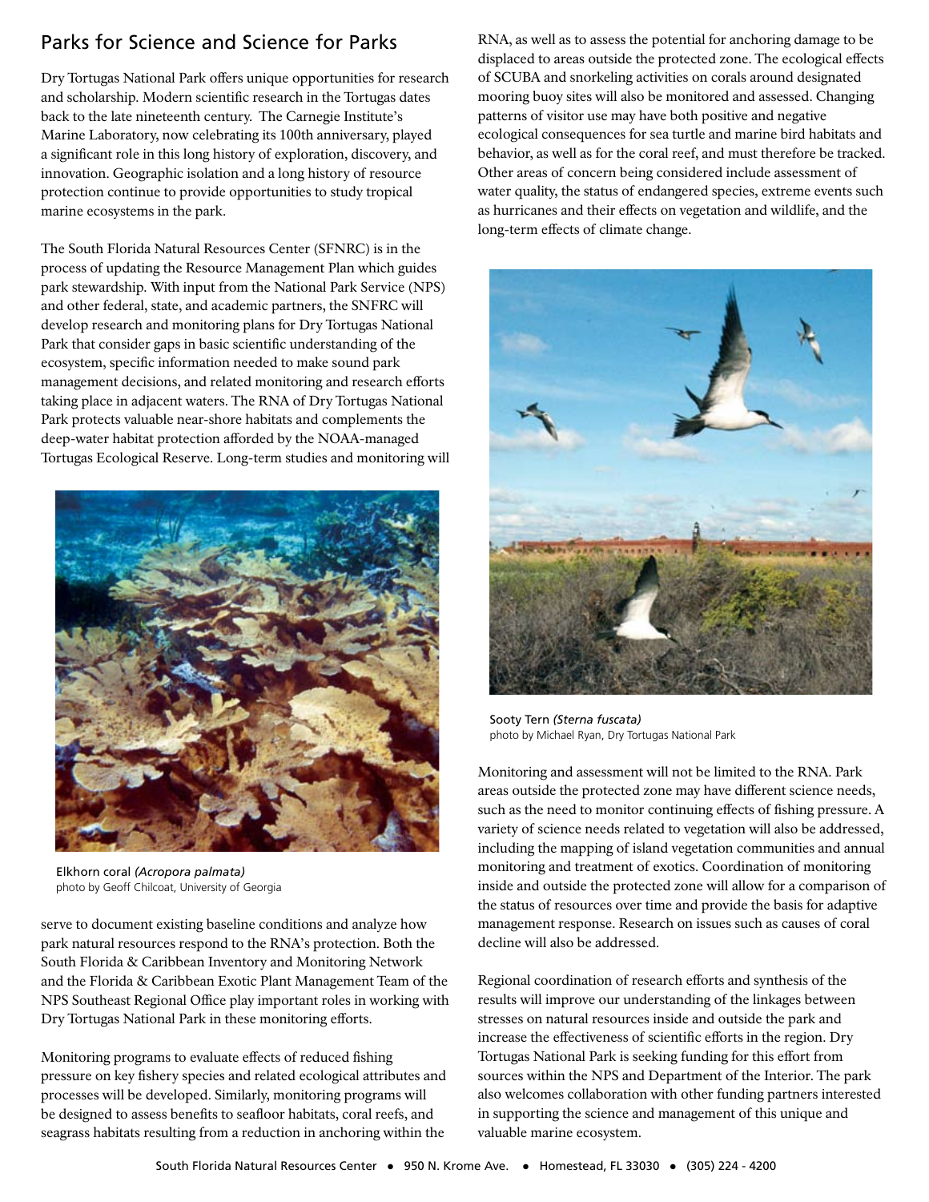## Parks for Science and Science for Parks

Dry Tortugas National Park offers unique opportunities for research and scholarship. Modern scientific research in the Tortugas dates back to the late nineteenth century. The Carnegie Institute's Marine Laboratory, now celebrating its 100th anniversary, played a significant role in this long history of exploration, discovery, and innovation. Geographic isolation and a long history of resource protection continue to provide opportunities to study tropical marine ecosystems in the park.

The South Florida Natural Resources Center (SFNRC) is in the process of updating the Resource Management Plan which guides park stewardship. With input from the National Park Service (NPS) and other federal, state, and academic partners, the SNFRC will develop research and monitoring plans for Dry Tortugas National Park that consider gaps in basic scientific understanding of the ecosystem, specific information needed to make sound park management decisions, and related monitoring and research efforts taking place in adjacent waters. The RNA of Dry Tortugas National Park protects valuable near-shore habitats and complements the deep-water habitat protection afforded by the NOAA-managed Tortugas Ecological Reserve. Long-term studies and monitoring will serve to document existing baseline conditions and analyze how park natural resources respond to the RNA's protection. Both the South Florida & Caribbean Inventory and Monitoring Network and the Florida & Caribbean Exotic Plant Management Team of the NPS Southeast Regional Office play important roles in working with Dry Tortugas National Park in these monitoring efforts.

Elkhorn coral *(Acropora palmata)*
photo by Geoff Chilcoat, University of Georgia

Monitoring programs to evaluate effects of reduced fishing pressure on key fishery species and related ecological attributes and processes will be developed. Similarly, monitoring programs will be designed to assess benefits to seafloor habitats, coral reefs, and seagrass habitats resulting from a reduction in anchoring within the RNA, as well as to assess the potential for anchoring damage to be displaced to areas outside the protected zone. The ecological effects of SCUBA and snorkeling activities on corals around designated mooring buoy sites will also be monitored and assessed. Changing patterns of visitor use may have both positive and negative ecological consequences for sea turtle and marine bird habitats and behavior, as well as for the coral reef, and must therefore be tracked. Other areas of concern being considered include assessment of water quality, the status of endangered species, extreme events such as hurricanes and their effects on vegetation and wildlife, and the long-term effects of climate change.

Sooty Tern *(Sterna fuscata)*
photo by Michael Ryan, Dry Tortugas National Park

Monitoring and assessment will not be limited to the RNA. Park areas outside the protected zone may have different science needs, such as the need to monitor continuing effects of fishing pressure. A variety of science needs related to vegetation will also be addressed, including the mapping of island vegetation communities and annual monitoring and treatment of exotics. Coordination of monitoring inside and outside the protected zone will allow for a comparison of the status of resources over time and provide the basis for adaptive management response. Research on issues such as causes of coral decline will also be addressed.

Regional coordination of research efforts and synthesis of the results will improve our understanding of the linkages between stresses on natural resources inside and outside the park and increase the effectiveness of scientific efforts in the region. Dry Tortugas National Park is seeking funding for this effort from sources within the NPS and Department of the Interior. The park also welcomes collaboration with other funding partners interested in supporting the science and management of this unique and valuable marine ecosystem.

South Florida Natural Resources Center • 950 N. Krome Ave. • Homestead, FL 33030 • (305) 224 - 4200